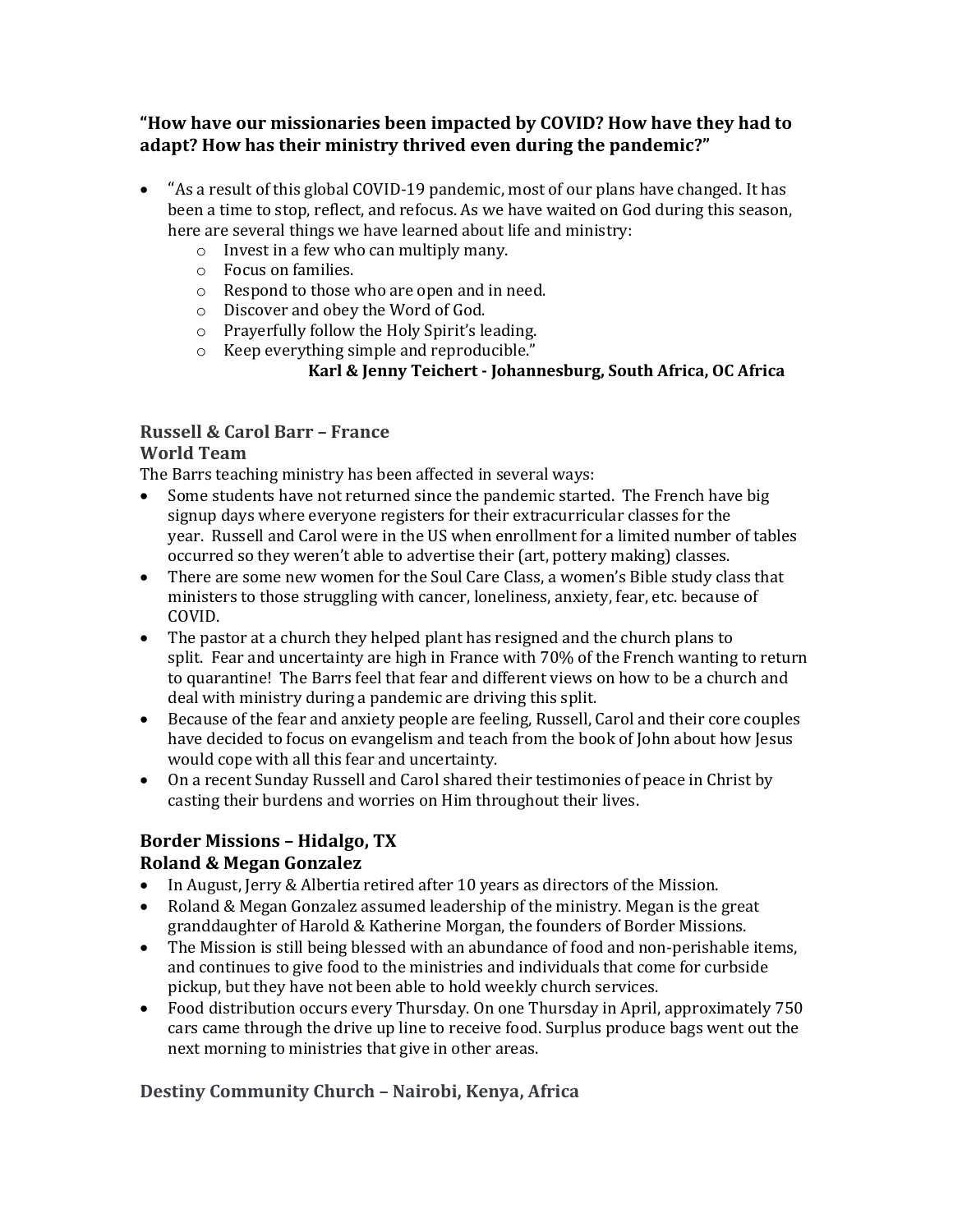### **"How have our missionaries been impacted by COVID? How have they had to adapt? How has their ministry thrived even during the pandemic?"**

- "As a result of this global COVID-19 pandemic, most of our plans have changed. It has been a time to stop, reflect, and refocus. As we have waited on God during this season, here are several things we have learned about life and ministry:
  - Invest in a few who can multiply many.
  - Focus on families.
  - Respond to those who are open and in need.
  - Discover and obey the Word of God.
  - Prayerfully follow the Holy Spirit's leading.
  - Keep everything simple and reproducible."

**Karl & Jenny Teichert - Johannesburg, South Africa, OC Africa**

### Russell & Carol Barr – France
### World Team

The Barrs teaching ministry has been affected in several ways:

- Some students have not returned since the pandemic started. The French have big signup days where everyone registers for their extracurricular classes for the year. Russell and Carol were in the US when enrollment for a limited number of tables occurred so they weren't able to advertise their (art, pottery making) classes.
- There are some new women for the Soul Care Class, a women's Bible study class that ministers to those struggling with cancer, loneliness, anxiety, fear, etc. because of COVID.
- The pastor at a church they helped plant has resigned and the church plans to split. Fear and uncertainty are high in France with 70% of the French wanting to return to quarantine! The Barrs feel that fear and different views on how to be a church and deal with ministry during a pandemic are driving this split.
- Because of the fear and anxiety people are feeling, Russell, Carol and their core couples have decided to focus on evangelism and teach from the book of John about how Jesus would cope with all this fear and uncertainty.
- On a recent Sunday Russell and Carol shared their testimonies of peace in Christ by casting their burdens and worries on Him throughout their lives.

### Border Missions – Hidalgo, TX
### Roland & Megan Gonzalez

- In August, Jerry & Albertia retired after 10 years as directors of the Mission.
- Roland & Megan Gonzalez assumed leadership of the ministry. Megan is the great granddaughter of Harold & Katherine Morgan, the founders of Border Missions.
- The Mission is still being blessed with an abundance of food and non-perishable items, and continues to give food to the ministries and individuals that come for curbside pickup, but they have not been able to hold weekly church services.
- Food distribution occurs every Thursday. On one Thursday in April, approximately 750 cars came through the drive up line to receive food. Surplus produce bags went out the next morning to ministries that give in other areas.

### Destiny Community Church – Nairobi, Kenya, Africa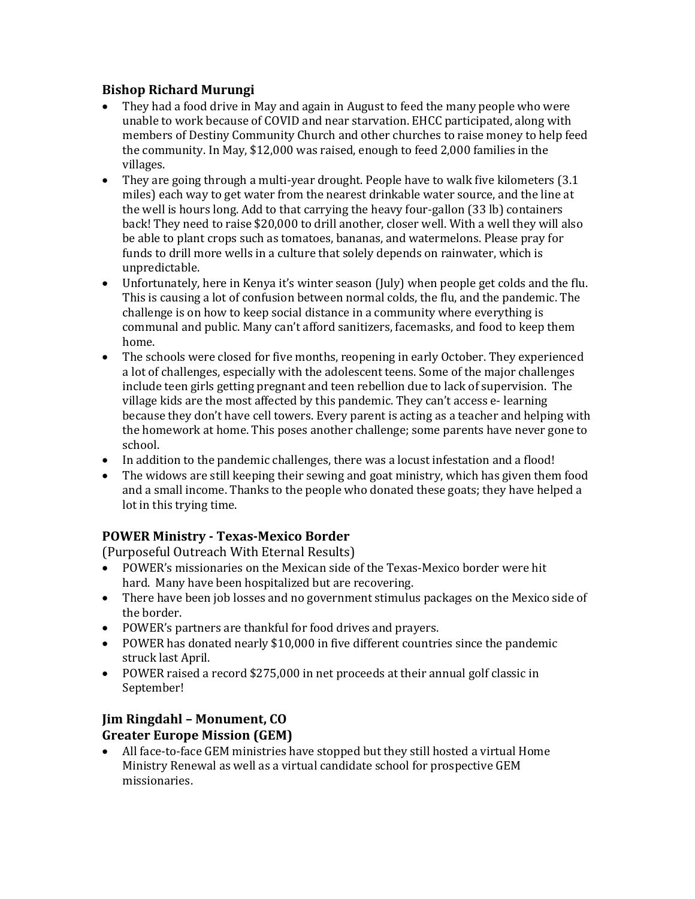### Bishop Richard Murungi

- They had a food drive in May and again in August to feed the many people who were unable to work because of COVID and near starvation. EHCC participated, along with members of Destiny Community Church and other churches to raise money to help feed the community. In May, $12,000 was raised, enough to feed 2,000 families in the villages.
- They are going through a multi-year drought. People have to walk five kilometers (3.1 miles) each way to get water from the nearest drinkable water source, and the line at the well is hours long. Add to that carrying the heavy four-gallon (33 lb) containers back! They need to raise $20,000 to drill another, closer well. With a well they will also be able to plant crops such as tomatoes, bananas, and watermelons. Please pray for funds to drill more wells in a culture that solely depends on rainwater, which is unpredictable.
- Unfortunately, here in Kenya it's winter season (July) when people get colds and the flu. This is causing a lot of confusion between normal colds, the flu, and the pandemic. The challenge is on how to keep social distance in a community where everything is communal and public. Many can't afford sanitizers, facemasks, and food to keep them home.
- The schools were closed for five months, reopening in early October. They experienced a lot of challenges, especially with the adolescent teens. Some of the major challenges include teen girls getting pregnant and teen rebellion due to lack of supervision. The village kids are the most affected by this pandemic. They can't access e- learning because they don't have cell towers. Every parent is acting as a teacher and helping with the homework at home. This poses another challenge; some parents have never gone to school.
- In addition to the pandemic challenges, there was a locust infestation and a flood!
- The widows are still keeping their sewing and goat ministry, which has given them food and a small income. Thanks to the people who donated these goats; they have helped a lot in this trying time.

### POWER Ministry - Texas-Mexico Border

(Purposeful Outreach With Eternal Results)

- POWER's missionaries on the Mexican side of the Texas-Mexico border were hit hard. Many have been hospitalized but are recovering.
- There have been job losses and no government stimulus packages on the Mexico side of the border.
- POWER's partners are thankful for food drives and prayers.
- POWER has donated nearly $10,000 in five different countries since the pandemic struck last April.
- POWER raised a record $275,000 in net proceeds at their annual golf classic in September!

### Jim Ringdahl – Monument, CO
### Greater Europe Mission (GEM)

- All face-to-face GEM ministries have stopped but they still hosted a virtual Home Ministry Renewal as well as a virtual candidate school for prospective GEM missionaries.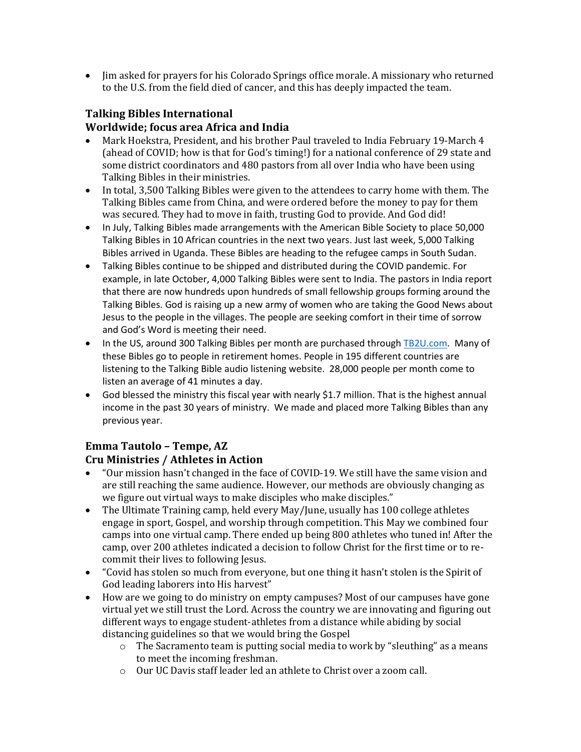- Jim asked for prayers for his Colorado Springs office morale. A missionary who returned to the U.S. from the field died of cancer, and this has deeply impacted the team.

### Talking Bibles International
### Worldwide; focus area Africa and India

- Mark Hoekstra, President, and his brother Paul traveled to India February 19-March 4 (ahead of COVID; how is that for God's timing!) for a national conference of 29 state and some district coordinators and 480 pastors from all over India who have been using Talking Bibles in their ministries.
- In total, 3,500 Talking Bibles were given to the attendees to carry home with them. The Talking Bibles came from China, and were ordered before the money to pay for them was secured. They had to move in faith, trusting God to provide. And God did!
- In July, Talking Bibles made arrangements with the American Bible Society to place 50,000 Talking Bibles in 10 African countries in the next two years. Just last week, 5,000 Talking Bibles arrived in Uganda. These Bibles are heading to the refugee camps in South Sudan.
- Talking Bibles continue to be shipped and distributed during the COVID pandemic. For example, in late October, 4,000 Talking Bibles were sent to India. The pastors in India report that there are now hundreds upon hundreds of small fellowship groups forming around the Talking Bibles. God is raising up a new army of women who are taking the Good News about Jesus to the people in the villages. The people are seeking comfort in their time of sorrow and God's Word is meeting their need.
- In the US, around 300 Talking Bibles per month are purchased through [TB2U.com](TB2U.com). Many of these Bibles go to people in retirement homes. People in 195 different countries are listening to the Talking Bible audio listening website. 28,000 people per month come to listen an average of 41 minutes a day.
- God blessed the ministry this fiscal year with nearly $1.7 million. That is the highest annual income in the past 30 years of ministry. We made and placed more Talking Bibles than any previous year.

### Emma Tautolo – Tempe, AZ
### Cru Ministries / Athletes in Action

- "Our mission hasn't changed in the face of COVID-19. We still have the same vision and are still reaching the same audience. However, our methods are obviously changing as we figure out virtual ways to make disciples who make disciples."
- The Ultimate Training camp, held every May/June, usually has 100 college athletes engage in sport, Gospel, and worship through competition. This May we combined four camps into one virtual camp. There ended up being 800 athletes who tuned in! After the camp, over 200 athletes indicated a decision to follow Christ for the first time or to re-commit their lives to following Jesus.
- "Covid has stolen so much from everyone, but one thing it hasn't stolen is the Spirit of God leading laborers into His harvest"
- How are we going to do ministry on empty campuses? Most of our campuses have gone virtual yet we still trust the Lord. Across the country we are innovating and figuring out different ways to engage student-athletes from a distance while abiding by social distancing guidelines so that we would bring the Gospel
  - The Sacramento team is putting social media to work by "sleuthing" as a means to meet the incoming freshman.
  - Our UC Davis staff leader led an athlete to Christ over a zoom call.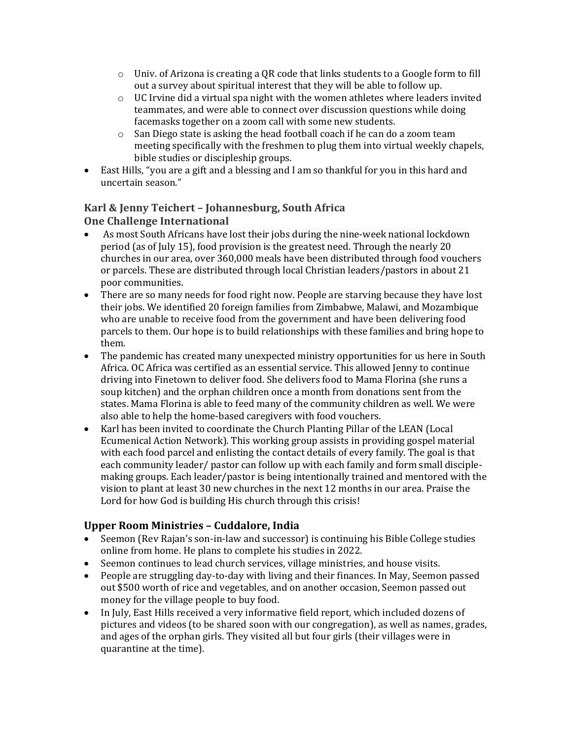- Univ. of Arizona is creating a QR code that links students to a Google form to fill out a survey about spiritual interest that they will be able to follow up.
  - UC Irvine did a virtual spa night with the women athletes where leaders invited teammates, and were able to connect over discussion questions while doing facemasks together on a zoom call with some new students.
  - San Diego state is asking the head football coach if he can do a zoom team meeting specifically with the freshmen to plug them into virtual weekly chapels, bible studies or discipleship groups.
- East Hills, "you are a gift and a blessing and I am so thankful for you in this hard and uncertain season."

### Karl & Jenny Teichert – Johannesburg, South Africa
### One Challenge International

- As most South Africans have lost their jobs during the nine-week national lockdown period (as of July 15), food provision is the greatest need. Through the nearly 20 churches in our area, over 360,000 meals have been distributed through food vouchers or parcels. These are distributed through local Christian leaders/pastors in about 21 poor communities.
- There are so many needs for food right now. People are starving because they have lost their jobs. We identified 20 foreign families from Zimbabwe, Malawi, and Mozambique who are unable to receive food from the government and have been delivering food parcels to them. Our hope is to build relationships with these families and bring hope to them.
- The pandemic has created many unexpected ministry opportunities for us here in South Africa. OC Africa was certified as an essential service. This allowed Jenny to continue driving into Finetown to deliver food. She delivers food to Mama Florina (she runs a soup kitchen) and the orphan children once a month from donations sent from the states. Mama Florina is able to feed many of the community children as well. We were also able to help the home-based caregivers with food vouchers.
- Karl has been invited to coordinate the Church Planting Pillar of the LEAN (Local Ecumenical Action Network). This working group assists in providing gospel material with each food parcel and enlisting the contact details of every family. The goal is that each community leader/ pastor can follow up with each family and form small disciple-making groups. Each leader/pastor is being intentionally trained and mentored with the vision to plant at least 30 new churches in the next 12 months in our area. Praise the Lord for how God is building His church through this crisis!

### Upper Room Ministries – Cuddalore, India

- Seemon (Rev Rajan's son-in-law and successor) is continuing his Bible College studies online from home. He plans to complete his studies in 2022.
- Seemon continues to lead church services, village ministries, and house visits.
- People are struggling day-to-day with living and their finances. In May, Seemon passed out $500 worth of rice and vegetables, and on another occasion, Seemon passed out money for the village people to buy food.
- In July, East Hills received a very informative field report, which included dozens of pictures and videos (to be shared soon with our congregation), as well as names, grades, and ages of the orphan girls. They visited all but four girls (their villages were in quarantine at the time).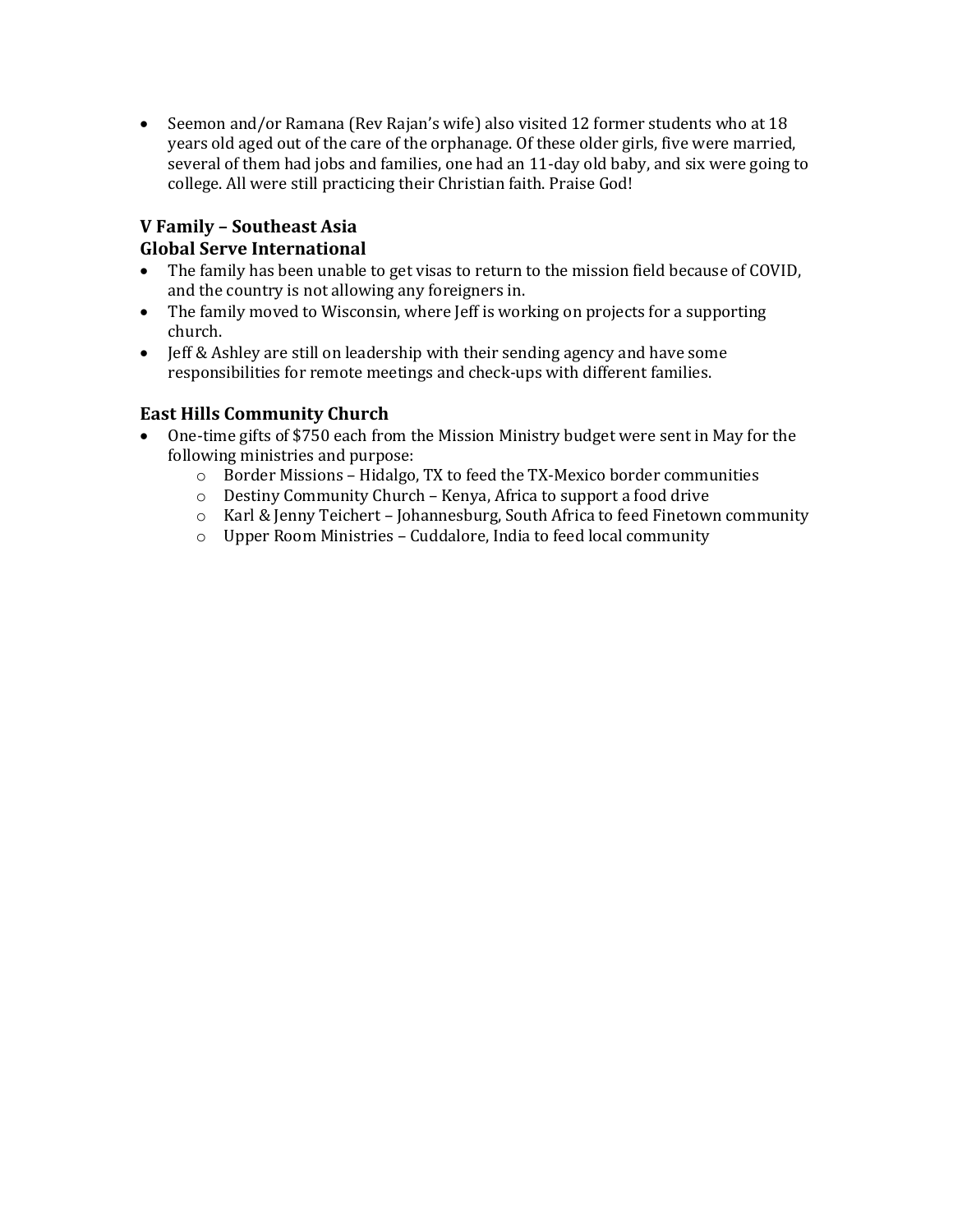- Seemon and/or Ramana (Rev Rajan's wife) also visited 12 former students who at 18 years old aged out of the care of the orphanage. Of these older girls, five were married, several of them had jobs and families, one had an 11-day old baby, and six were going to college. All were still practicing their Christian faith. Praise God!

### V Family – Southeast Asia
### Global Serve International

- The family has been unable to get visas to return to the mission field because of COVID, and the country is not allowing any foreigners in.
- The family moved to Wisconsin, where Jeff is working on projects for a supporting church.
- Jeff & Ashley are still on leadership with their sending agency and have some responsibilities for remote meetings and check-ups with different families.

### East Hills Community Church

- One-time gifts of $750 each from the Mission Ministry budget were sent in May for the following ministries and purpose:
  - Border Missions – Hidalgo, TX to feed the TX-Mexico border communities
  - Destiny Community Church – Kenya, Africa to support a food drive
  - Karl & Jenny Teichert – Johannesburg, South Africa to feed Finetown community
  - Upper Room Ministries – Cuddalore, India to feed local community